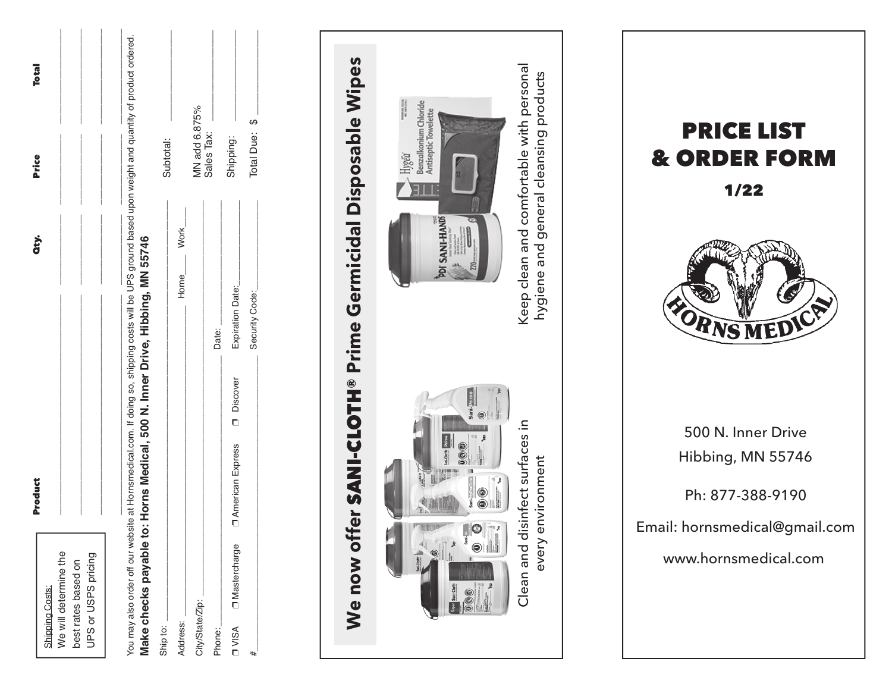| Product | Qty. | Price | Total |
| --- | --- | --- | --- |
| | | | |
| | | | |
| | | | |

**Shipping Costs:**
We will determine the best rates based on UPS or USPS pricing

You may also order off our website at Hornsmedical.com. If doing so, shipping costs will be UPS ground based upon weight and quantity of product ordered.

**Make checks payable to: Horns Medical, 500 N. Inner Drive, Hibbing, MN 55746**

Ship to: ____________________

Address: ____________________

City/State/Zip: ____________________

Phone: Home ______ Work ______ Date: ______

☐ VISA ☐ Mastercharge ☐ American Express ☐ Discover

Expiration Date: ______

\# ____________________ Security Code: ______

Subtotal: ______

MN add 6.875% Sales Tax: ______

Shipping: ______

Total Due: $ ______

## We now offer SANI-CLOTH® Prime Germicidal Disposable Wipes

Clean and disinfect surfaces in every environment

Keep clean and comfortable with personal hygiene and general cleansing products

# PRICE LIST & ORDER FORM

**1/22**

HORNS MEDICAL

500 N. Inner Drive
Hibbing, MN 55746

Ph: 877-388-9190

Email: hornsmedical@gmail.com

www.hornsmedical.com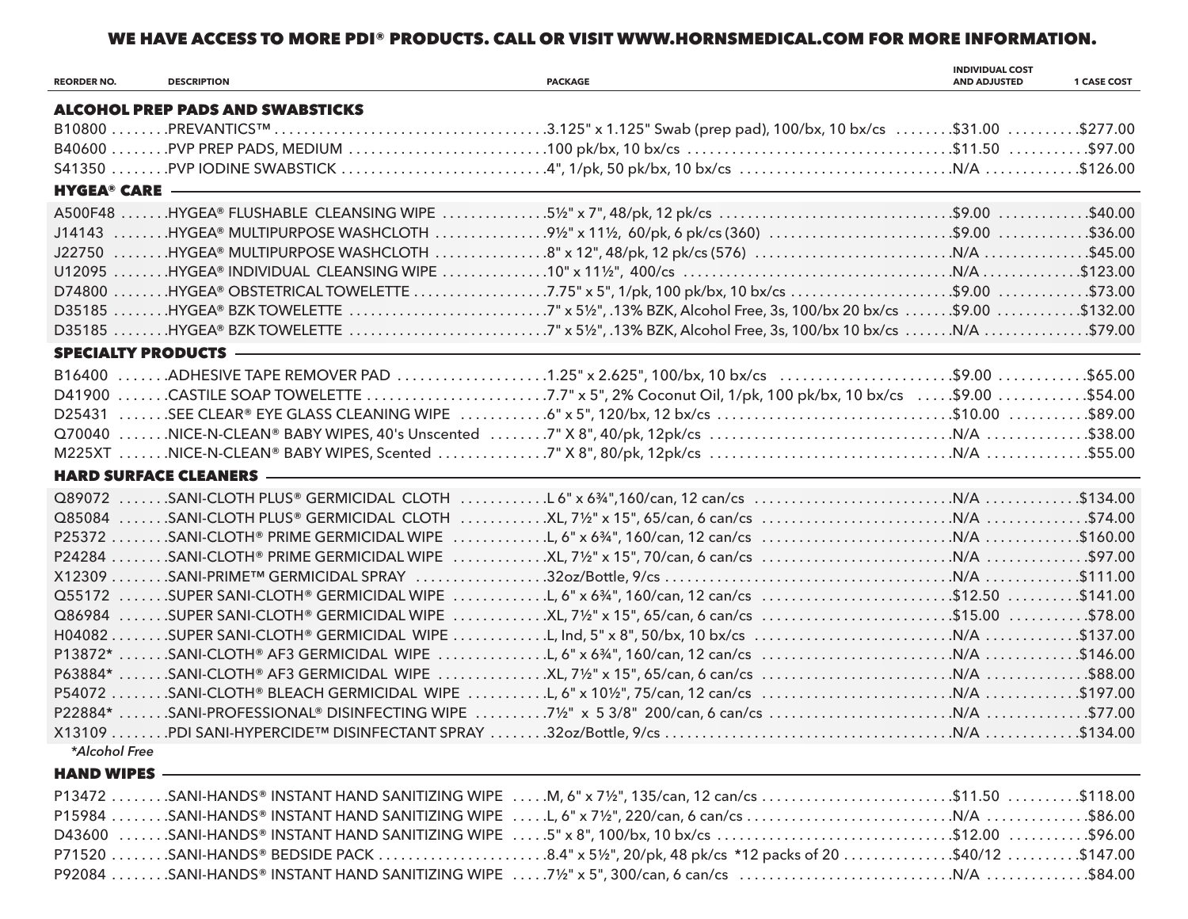**WE HAVE ACCESS TO MORE PDI® PRODUCTS. CALL OR VISIT WWW.HORNSMEDICAL.COM FOR MORE INFORMATION.**

| REORDER NO. | DESCRIPTION | PACKAGE | INDIVIDUAL COST AND ADJUSTED | 1 CASE COST |
|---|---|---|---|---|
| **ALCOHOL PREP PADS AND SWABSTICKS** | | | | |
| B10800 | PREVANTICS™ | 3.125" x 1.125" Swab (prep pad), 100/bx, 10 bx/cs | $31.00 | $277.00 |
| B40600 | PVP PREP PADS, MEDIUM | 100 pk/bx, 10 bx/cs | $11.50 | $97.00 |
| S41350 | PVP IODINE SWABSTICK | 4", 1/pk, 50 pk/bx, 10 bx/cs | N/A | $126.00 |
| **HYGEA® CARE** | | | | |
| A500F48 | HYGEA® FLUSHABLE CLEANSING WIPE | 5½" x 7", 48/pk, 12 pk/cs | $9.00 | $40.00 |
| J14143 | HYGEA® MULTIPURPOSE WASHCLOTH | 9½" x 11½, 60/pk, 6 pk/cs (360) | $9.00 | $36.00 |
| J22750 | HYGEA® MULTIPURPOSE WASHCLOTH | 8" x 12", 48/pk, 12 pk/cs (576) | N/A | $45.00 |
| U12095 | HYGEA® INDIVIDUAL CLEANSING WIPE | 10" x 11½", 400/cs | N/A | $123.00 |
| D74800 | HYGEA® OBSTETRICAL TOWELETTE | 7.75" x 5", 1/pk, 100 pk/bx, 10 bx/cs | $9.00 | $73.00 |
| D35185 | HYGEA® BZK TOWELETTE | 7" x 5½", .13% BZK, Alcohol Free, 3s, 100/bx 20 bx/cs | $9.00 | $132.00 |
| D35185 | HYGEA® BZK TOWELETTE | 7" x 5½", .13% BZK, Alcohol Free, 3s, 100/bx 10 bx/cs | N/A | $79.00 |
| **SPECIALTY PRODUCTS** | | | | |
| B16400 | ADHESIVE TAPE REMOVER PAD | 1.25" x 2.625", 100/bx, 10 bx/cs | $9.00 | $65.00 |
| D41900 | CASTILE SOAP TOWELETTE | 7.7" x 5", 2% Coconut Oil, 1/pk, 100 pk/bx, 10 bx/cs | $9.00 | $54.00 |
| D25431 | SEE CLEAR® EYE GLASS CLEANING WIPE | 6" x 5", 120/bx, 12 bx/cs | $10.00 | $89.00 |
| Q70040 | NICE-N-CLEAN® BABY WIPES, 40's Unscented | 7" X 8", 40/pk, 12pk/cs | N/A | $38.00 |
| M225XT | NICE-N-CLEAN® BABY WIPES, Scented | 7" X 8", 80/pk, 12pk/cs | N/A | $55.00 |
| **HARD SURFACE CLEANERS** | | | | |
| Q89072 | SANI-CLOTH PLUS® GERMICIDAL CLOTH | L 6" x 6¾",160/can, 12 can/cs | N/A | $134.00 |
| Q85084 | SANI-CLOTH PLUS® GERMICIDAL CLOTH | XL, 7½" x 15", 65/can, 6 can/cs | N/A | $74.00 |
| P25372 | SANI-CLOTH® PRIME GERMICIDAL WIPE | L, 6" x 6¾", 160/can, 12 can/cs | N/A | $160.00 |
| P24284 | SANI-CLOTH® PRIME GERMICIDAL WIPE | XL, 7½" x 15", 70/can, 6 can/cs | N/A | $97.00 |
| X12309 | SANI-PRIME™ GERMICIDAL SPRAY | 32oz/Bottle, 9/cs | N/A | $111.00 |
| Q55172 | SUPER SANI-CLOTH® GERMICIDAL WIPE | L, 6" x 6¾", 160/can, 12 can/cs | $12.50 | $141.00 |
| Q86984 | SUPER SANI-CLOTH® GERMICIDAL WIPE | XL, 7½" x 15", 65/can, 6 can/cs | $15.00 | $78.00 |
| H04082 | SUPER SANI-CLOTH® GERMICIDAL WIPE | L, Ind, 5" x 8", 50/bx, 10 bx/cs | N/A | $137.00 |
| P13872* | SANI-CLOTH® AF3 GERMICIDAL WIPE | L, 6" x 6¾", 160/can, 12 can/cs | N/A | $146.00 |
| P63884* | SANI-CLOTH® AF3 GERMICIDAL WIPE | XL, 7½" x 15", 65/can, 6 can/cs | N/A | $88.00 |
| P54072 | SANI-CLOTH® BLEACH GERMICIDAL WIPE | L, 6" x 10½", 75/can, 12 can/cs | N/A | $197.00 |
| P22884* | SANI-PROFESSIONAL® DISINFECTING WIPE | 7½" x 5 3/8" 200/can, 6 can/cs | N/A | $77.00 |
| X13109 | PDI SANI-HYPERCIDE™ DISINFECTANT SPRAY | 32oz/Bottle, 9/cs | N/A | $134.00 |
| *\*Alcohol Free* | | | | |
| **HAND WIPES** | | | | |
| P13472 | SANI-HANDS® INSTANT HAND SANITIZING WIPE | M, 6" x 7½", 135/can, 12 can/cs | $11.50 | $118.00 |
| P15984 | SANI-HANDS® INSTANT HAND SANITIZING WIPE | L, 6" x 7½", 220/can, 6 can/cs | N/A | $86.00 |
| D43600 | SANI-HANDS® INSTANT HAND SANITIZING WIPE | 5" x 8", 100/bx, 10 bx/cs | $12.00 | $96.00 |
| P71520 | SANI-HANDS® BEDSIDE PACK | 8.4" x 5½", 20/pk, 48 pk/cs *12 packs of 20 | $40/12 | $147.00 |
| P92084 | SANI-HANDS® INSTANT HAND SANITIZING WIPE | 7½" x 5", 300/can, 6 can/cs | N/A | $84.00 |